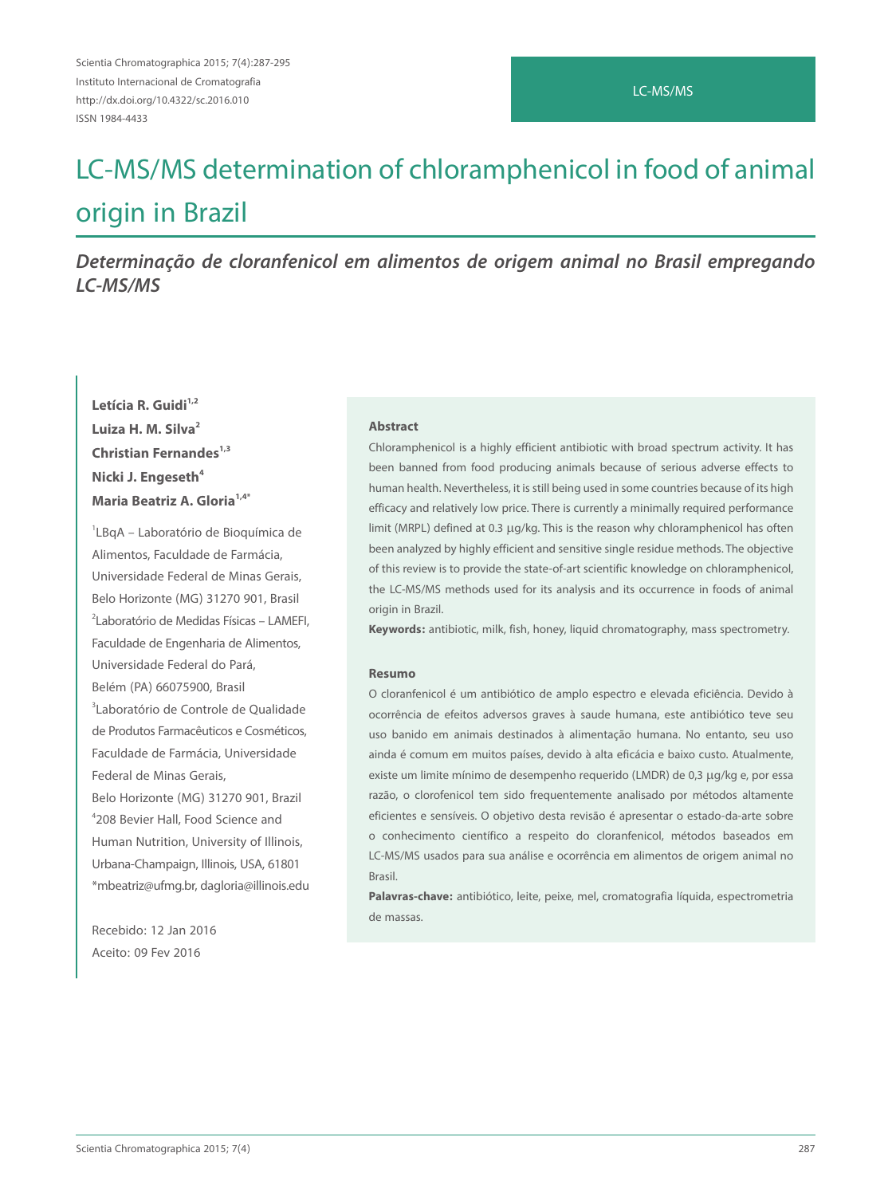LC-MS/MS

# LC-MS/MS determination of chloramphenicol in food of animal origin in Brazil

## *Determinação de cloranfenicol em alimentos de origem animal no Brasil empregando LC-MS/MS*

**Letícia R. Guidi**[1,2]
**Luiza H. M. Silva**[2]
**Christian Fernandes**[1,3]
**Nicki J. Engeseth**[4]
**Maria Beatriz A. Gloria**[1,4*]

[1]LBqA – Laboratório de Bioquímica de Alimentos, Faculdade de Farmácia, Universidade Federal de Minas Gerais, Belo Horizonte (MG) 31270 901, Brasil
[2]Laboratório de Medidas Físicas – LAMEFI, Faculdade de Engenharia de Alimentos, Universidade Federal do Pará, Belém (PA) 66075900, Brasil
[3]Laboratório de Controle de Qualidade de Produtos Farmacêuticos e Cosméticos, Faculdade de Farmácia, Universidade Federal de Minas Gerais, Belo Horizonte (MG) 31270 901, Brazil
[4]208 Bevier Hall, Food Science and Human Nutrition, University of Illinois, Urbana-Champaign, Illinois, USA, 61801
*mbeatriz@ufmg.br, dagloria@illinois.edu

Recebido: 12 Jan 2016
Aceito: 09 Fev 2016

### Abstract

Chloramphenicol is a highly efficient antibiotic with broad spectrum activity. It has been banned from food producing animals because of serious adverse effects to human health. Nevertheless, it is still being used in some countries because of its high efficacy and relatively low price. There is currently a minimally required performance limit (MRPL) defined at 0.3 µg/kg. This is the reason why chloramphenicol has often been analyzed by highly efficient and sensitive single residue methods. The objective of this review is to provide the state-of-art scientific knowledge on chloramphenicol, the LC-MS/MS methods used for its analysis and its occurrence in foods of animal origin in Brazil.

**Keywords:** antibiotic, milk, fish, honey, liquid chromatography, mass spectrometry.

### Resumo

O cloranfenicol é um antibiótico de amplo espectro e elevada eficiência. Devido à ocorrência de efeitos adversos graves à saude humana, este antibiótico teve seu uso banido em animais destinados à alimentação humana. No entanto, seu uso ainda é comum em muitos países, devido à alta eficácia e baixo custo. Atualmente, existe um limite mínimo de desempenho requerido (LMDR) de 0,3 µg/kg e, por essa razão, o clorofenicol tem sido frequentemente analisado por métodos altamente eficientes e sensíveis. O objetivo desta revisão é apresentar o estado-da-arte sobre o conhecimento científico a respeito do cloranfenicol, métodos baseados em LC-MS/MS usados para sua análise e ocorrência em alimentos de origem animal no Brasil.

**Palavras-chave:** antibiótico, leite, peixe, mel, cromatografia líquida, espectrometria de massas.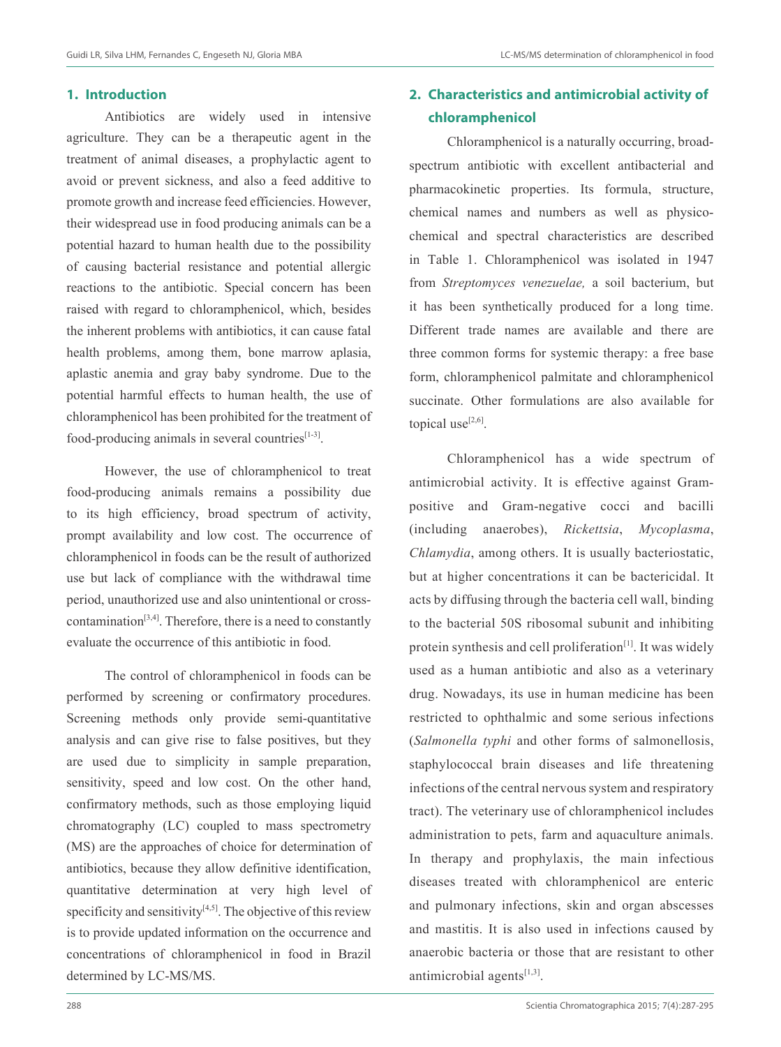## 1. Introduction

Antibiotics are widely used in intensive agriculture. They can be a therapeutic agent in the treatment of animal diseases, a prophylactic agent to avoid or prevent sickness, and also a feed additive to promote growth and increase feed efficiencies. However, their widespread use in food producing animals can be a potential hazard to human health due to the possibility of causing bacterial resistance and potential allergic reactions to the antibiotic. Special concern has been raised with regard to chloramphenicol, which, besides the inherent problems with antibiotics, it can cause fatal health problems, among them, bone marrow aplasia, aplastic anemia and gray baby syndrome. Due to the potential harmful effects to human health, the use of chloramphenicol has been prohibited for the treatment of food-producing animals in several countries[1-3].

However, the use of chloramphenicol to treat food-producing animals remains a possibility due to its high efficiency, broad spectrum of activity, prompt availability and low cost. The occurrence of chloramphenicol in foods can be the result of authorized use but lack of compliance with the withdrawal time period, unauthorized use and also unintentional or cross-contamination[3,4]. Therefore, there is a need to constantly evaluate the occurrence of this antibiotic in food.

The control of chloramphenicol in foods can be performed by screening or confirmatory procedures. Screening methods only provide semi-quantitative analysis and can give rise to false positives, but they are used due to simplicity in sample preparation, sensitivity, speed and low cost. On the other hand, confirmatory methods, such as those employing liquid chromatography (LC) coupled to mass spectrometry (MS) are the approaches of choice for determination of antibiotics, because they allow definitive identification, quantitative determination at very high level of specificity and sensitivity[4,5]. The objective of this review is to provide updated information on the occurrence and concentrations of chloramphenicol in food in Brazil determined by LC-MS/MS.

## 2. Characteristics and antimicrobial activity of chloramphenicol

Chloramphenicol is a naturally occurring, broad-spectrum antibiotic with excellent antibacterial and pharmacokinetic properties. Its formula, structure, chemical names and numbers as well as physico-chemical and spectral characteristics are described in Table 1. Chloramphenicol was isolated in 1947 from *Streptomyces venezuelae,* a soil bacterium, but it has been synthetically produced for a long time. Different trade names are available and there are three common forms for systemic therapy: a free base form, chloramphenicol palmitate and chloramphenicol succinate. Other formulations are also available for topical use[2,6].

Chloramphenicol has a wide spectrum of antimicrobial activity. It is effective against Gram-positive and Gram-negative cocci and bacilli (including anaerobes), *Rickettsia*, *Mycoplasma*, *Chlamydia*, among others. It is usually bacteriostatic, but at higher concentrations it can be bactericidal. It acts by diffusing through the bacteria cell wall, binding to the bacterial 50S ribosomal subunit and inhibiting protein synthesis and cell proliferation[1]. It was widely used as a human antibiotic and also as a veterinary drug. Nowadays, its use in human medicine has been restricted to ophthalmic and some serious infections (*Salmonella typhi* and other forms of salmonellosis, staphylococcal brain diseases and life threatening infections of the central nervous system and respiratory tract). The veterinary use of chloramphenicol includes administration to pets, farm and aquaculture animals. In therapy and prophylaxis, the main infectious diseases treated with chloramphenicol are enteric and pulmonary infections, skin and organ abscesses and mastitis. It is also used in infections caused by anaerobic bacteria or those that are resistant to other antimicrobial agents[1,3].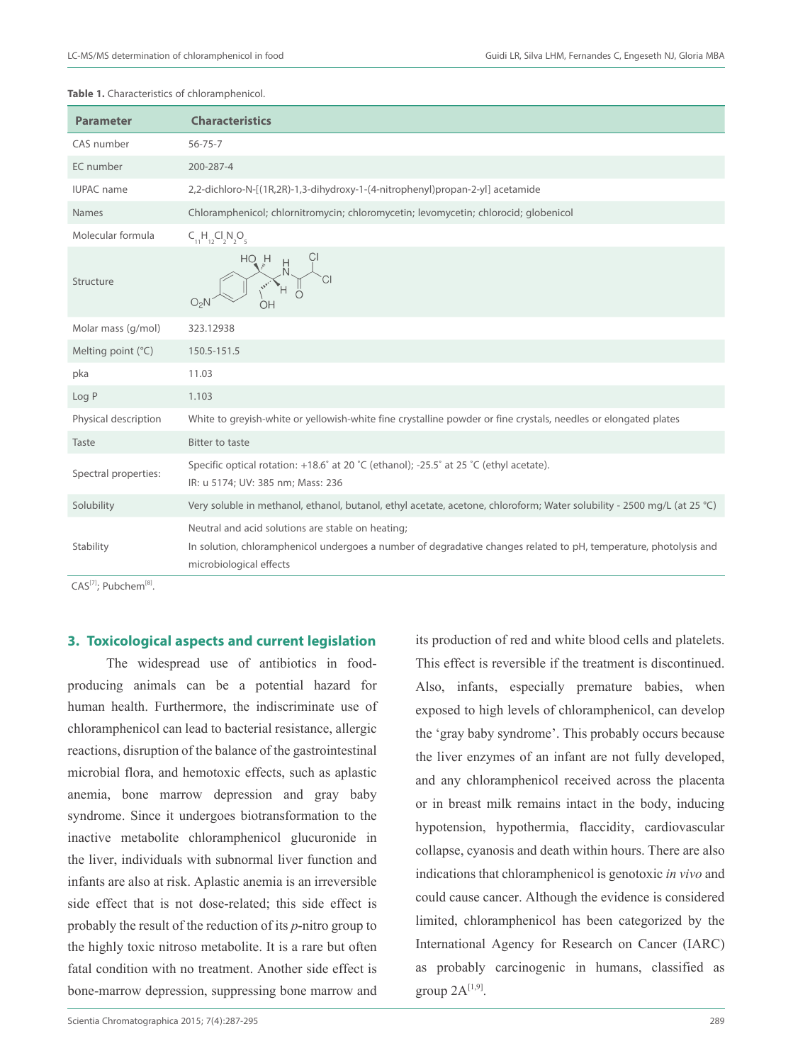**Table 1.** Characteristics of chloramphenicol.

| Parameter | Characteristics |
|---|---|
| CAS number | 56-75-7 |
| EC number | 200-287-4 |
| IUPAC name | 2,2-dichloro-N-[(1R,2R)-1,3-dihydroxy-1-(4-nitrophenyl)propan-2-yl] acetamide |
| Names | Chloramphenicol; chlornitromycin; chloromycetin; levomycetin; chlorocid; globenicol |
| Molecular formula | $C_{11}H_{12}Cl_2N_2O_5$ |
| Structure | |
| Molar mass (g/mol) | 323.12938 |
| Melting point (°C) | 150.5-151.5 |
| pka | 11.03 |
| Log P | 1.103 |
| Physical description | White to greyish-white or yellowish-white fine crystalline powder or fine crystals, needles or elongated plates |
| Taste | Bitter to taste |
| Spectral properties: | Specific optical rotation: +18.6˚ at 20 ˚C (ethanol); -25.5˚ at 25 ˚C (ethyl acetate). IR: u 5174; UV: 385 nm; Mass: 236 |
| Solubility | Very soluble in methanol, ethanol, butanol, ethyl acetate, acetone, chloroform; Water solubility - 2500 mg/L (at 25 °C) |
| Stability | Neutral and acid solutions are stable on heating; In solution, chloramphenicol undergoes a number of degradative changes related to pH, temperature, photolysis and microbiological effects |

CAS[7]; Pubchem[8].

## 3. Toxicological aspects and current legislation

The widespread use of antibiotics in food-producing animals can be a potential hazard for human health. Furthermore, the indiscriminate use of chloramphenicol can lead to bacterial resistance, allergic reactions, disruption of the balance of the gastrointestinal microbial flora, and hemotoxic effects, such as aplastic anemia, bone marrow depression and gray baby syndrome. Since it undergoes biotransformation to the inactive metabolite chloramphenicol glucuronide in the liver, individuals with subnormal liver function and infants are also at risk. Aplastic anemia is an irreversible side effect that is not dose-related; this side effect is probably the result of the reduction of its *p*-nitro group to the highly toxic nitroso metabolite. It is a rare but often fatal condition with no treatment. Another side effect is bone-marrow depression, suppressing bone marrow and its production of red and white blood cells and platelets. This effect is reversible if the treatment is discontinued. Also, infants, especially premature babies, when exposed to high levels of chloramphenicol, can develop the 'gray baby syndrome'. This probably occurs because the liver enzymes of an infant are not fully developed, and any chloramphenicol received across the placenta or in breast milk remains intact in the body, inducing hypotension, hypothermia, flaccidity, cardiovascular collapse, cyanosis and death within hours. There are also indications that chloramphenicol is genotoxic *in vivo* and could cause cancer. Although the evidence is considered limited, chloramphenicol has been categorized by the International Agency for Research on Cancer (IARC) as probably carcinogenic in humans, classified as group 2A[1,9].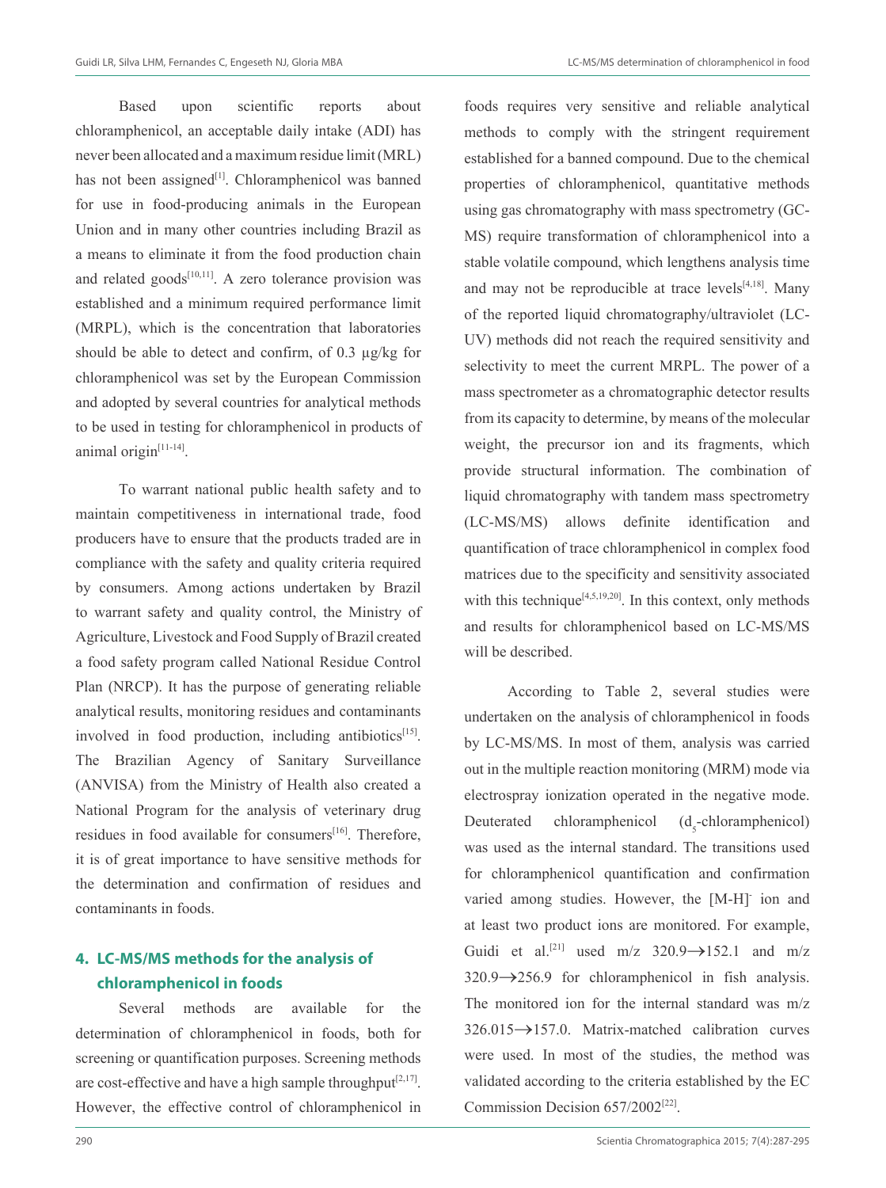Based upon scientific reports about chloramphenicol, an acceptable daily intake (ADI) has never been allocated and a maximum residue limit (MRL) has not been assigned[1]. Chloramphenicol was banned for use in food-producing animals in the European Union and in many other countries including Brazil as a means to eliminate it from the food production chain and related goods[10,11]. A zero tolerance provision was established and a minimum required performance limit (MRPL), which is the concentration that laboratories should be able to detect and confirm, of 0.3 µg/kg for chloramphenicol was set by the European Commission and adopted by several countries for analytical methods to be used in testing for chloramphenicol in products of animal origin[11-14].

To warrant national public health safety and to maintain competitiveness in international trade, food producers have to ensure that the products traded are in compliance with the safety and quality criteria required by consumers. Among actions undertaken by Brazil to warrant safety and quality control, the Ministry of Agriculture, Livestock and Food Supply of Brazil created a food safety program called National Residue Control Plan (NRCP). It has the purpose of generating reliable analytical results, monitoring residues and contaminants involved in food production, including antibiotics[15]. The Brazilian Agency of Sanitary Surveillance (ANVISA) from the Ministry of Health also created a National Program for the analysis of veterinary drug residues in food available for consumers[16]. Therefore, it is of great importance to have sensitive methods for the determination and confirmation of residues and contaminants in foods.

## 4. LC-MS/MS methods for the analysis of chloramphenicol in foods

Several methods are available for the determination of chloramphenicol in foods, both for screening or quantification purposes. Screening methods are cost-effective and have a high sample throughput[2,17]. However, the effective control of chloramphenicol in foods requires very sensitive and reliable analytical methods to comply with the stringent requirement established for a banned compound. Due to the chemical properties of chloramphenicol, quantitative methods using gas chromatography with mass spectrometry (GC-MS) require transformation of chloramphenicol into a stable volatile compound, which lengthens analysis time and may not be reproducible at trace levels[4,18]. Many of the reported liquid chromatography/ultraviolet (LC-UV) methods did not reach the required sensitivity and selectivity to meet the current MRPL. The power of a mass spectrometer as a chromatographic detector results from its capacity to determine, by means of the molecular weight, the precursor ion and its fragments, which provide structural information. The combination of liquid chromatography with tandem mass spectrometry (LC-MS/MS) allows definite identification and quantification of trace chloramphenicol in complex food matrices due to the specificity and sensitivity associated with this technique[4,5,19,20]. In this context, only methods and results for chloramphenicol based on LC-MS/MS will be described.

According to Table 2, several studies were undertaken on the analysis of chloramphenicol in foods by LC-MS/MS. In most of them, analysis was carried out in the multiple reaction monitoring (MRM) mode via electrospray ionization operated in the negative mode. Deuterated chloramphenicol ($d_5$-chloramphenicol) was used as the internal standard. The transitions used for chloramphenicol quantification and confirmation varied among studies. However, the $[M-H]^-$ ion and at least two product ions are monitored. For example, Guidi et al.[21] used m/z 320.9→152.1 and m/z 320.9→256.9 for chloramphenicol in fish analysis. The monitored ion for the internal standard was m/z 326.015→157.0. Matrix-matched calibration curves were used. In most of the studies, the method was validated according to the criteria established by the EC Commission Decision 657/2002[22].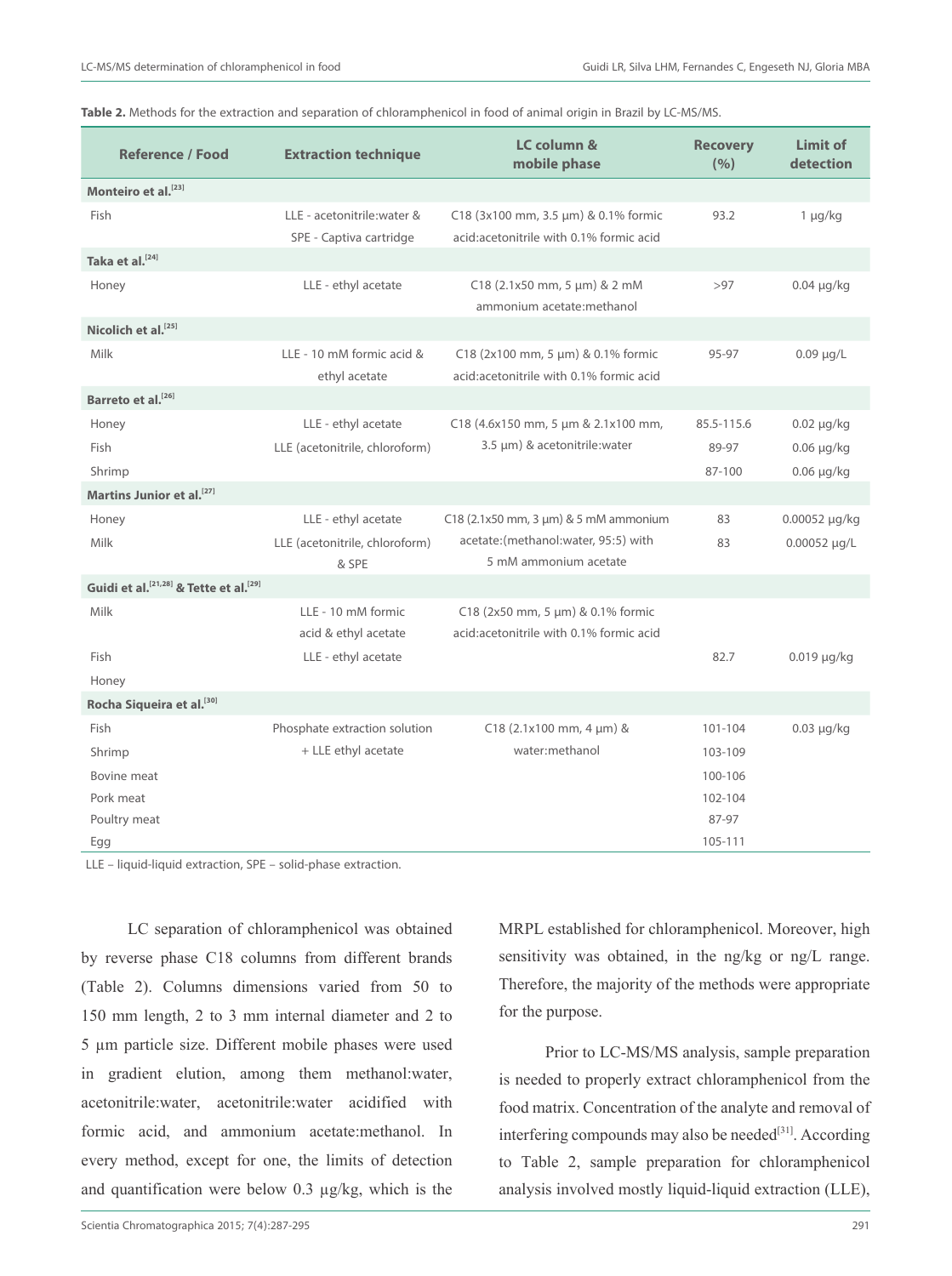**Table 2.** Methods for the extraction and separation of chloramphenicol in food of animal origin in Brazil by LC-MS/MS.

| Reference / Food | Extraction technique | LC column & mobile phase | Recovery (%) | Limit of detection |
|---|---|---|---|---|
| **Monteiro et al.[23]** | | | | |
| Fish | LLE - acetonitrile:water & SPE - Captiva cartridge | C18 (3x100 mm, 3.5 µm) & 0.1% formic acid:acetonitrile with 0.1% formic acid | 93.2 | 1 µg/kg |
| **Taka et al.[24]** | | | | |
| Honey | LLE - ethyl acetate | C18 (2.1x50 mm, 5 µm) & 2 mM ammonium acetate:methanol | >97 | 0.04 µg/kg |
| **Nicolich et al.[25]** | | | | |
| Milk | LLE - 10 mM formic acid & ethyl acetate | C18 (2x100 mm, 5 µm) & 0.1% formic acid:acetonitrile with 0.1% formic acid | 95-97 | 0.09 µg/L |
| **Barreto et al.[26]** | | | | |
| Honey | LLE - ethyl acetate | C18 (4.6x150 mm, 5 µm & 2.1x100 mm, 3.5 µm) & acetonitrile:water | 85.5-115.6 | 0.02 µg/kg |
| Fish | LLE (acetonitrile, chloroform) | | 89-97 | 0.06 µg/kg |
| Shrimp | | | 87-100 | 0.06 µg/kg |
| **Martins Junior et al.[27]** | | | | |
| Honey | LLE - ethyl acetate | C18 (2.1x50 mm, 3 µm) & 5 mM ammonium acetate:(methanol:water, 95:5) with 5 mM ammonium acetate | 83 | 0.00052 µg/kg |
| Milk | LLE (acetonitrile, chloroform) & SPE | | 83 | 0.00052 µg/L |
| **Guidi et al.[21,28] & Tette et al.[29]** | | | | |
| Milk | LLE - 10 mM formic acid & ethyl acetate | C18 (2x50 mm, 5 µm) & 0.1% formic acid:acetonitrile with 0.1% formic acid | | |
| Fish | LLE - ethyl acetate | | 82.7 | 0.019 µg/kg |
| Honey | | | | |
| **Rocha Siqueira et al.[30]** | | | | |
| Fish | Phosphate extraction solution + LLE ethyl acetate | C18 (2.1x100 mm, 4 µm) & water:methanol | 101-104 | 0.03 µg/kg |
| Shrimp | | | 103-109 | |
| Bovine meat | | | 100-106 | |
| Pork meat | | | 102-104 | |
| Poultry meat | | | 87-97 | |
| Egg | | | 105-111 | |

LLE – liquid-liquid extraction, SPE – solid-phase extraction.

LC separation of chloramphenicol was obtained by reverse phase C18 columns from different brands (Table 2). Columns dimensions varied from 50 to 150 mm length, 2 to 3 mm internal diameter and 2 to 5 µm particle size. Different mobile phases were used in gradient elution, among them methanol:water, acetonitrile:water, acetonitrile:water acidified with formic acid, and ammonium acetate:methanol. In every method, except for one, the limits of detection and quantification were below 0.3 µg/kg, which is the MRPL established for chloramphenicol. Moreover, high sensitivity was obtained, in the ng/kg or ng/L range. Therefore, the majority of the methods were appropriate for the purpose.

Prior to LC-MS/MS analysis, sample preparation is needed to properly extract chloramphenicol from the food matrix. Concentration of the analyte and removal of interfering compounds may also be needed[31]. According to Table 2, sample preparation for chloramphenicol analysis involved mostly liquid-liquid extraction (LLE),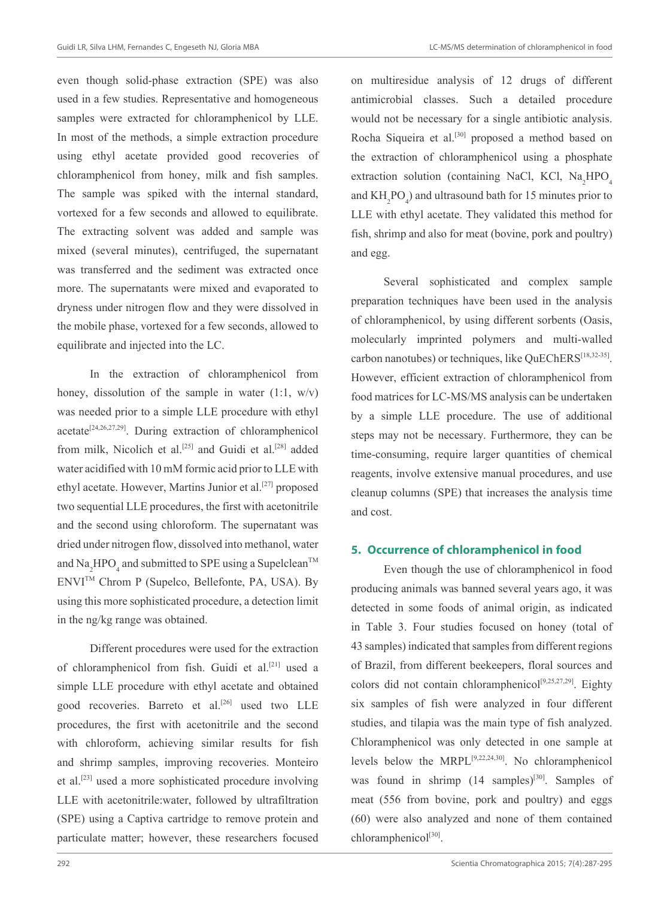even though solid-phase extraction (SPE) was also used in a few studies. Representative and homogeneous samples were extracted for chloramphenicol by LLE. In most of the methods, a simple extraction procedure using ethyl acetate provided good recoveries of chloramphenicol from honey, milk and fish samples. The sample was spiked with the internal standard, vortexed for a few seconds and allowed to equilibrate. The extracting solvent was added and sample was mixed (several minutes), centrifuged, the supernatant was transferred and the sediment was extracted once more. The supernatants were mixed and evaporated to dryness under nitrogen flow and they were dissolved in the mobile phase, vortexed for a few seconds, allowed to equilibrate and injected into the LC.

In the extraction of chloramphenicol from honey, dissolution of the sample in water (1:1, w/v) was needed prior to a simple LLE procedure with ethyl acetate[24,26,27,29]. During extraction of chloramphenicol from milk, Nicolich et al.[25] and Guidi et al.[28] added water acidified with 10 mM formic acid prior to LLE with ethyl acetate. However, Martins Junior et al.[27] proposed two sequential LLE procedures, the first with acetonitrile and the second using chloroform. The supernatant was dried under nitrogen flow, dissolved into methanol, water and $Na_2HPO_4$ and submitted to SPE using a Supelclean™ ENVI™ Chrom P (Supelco, Bellefonte, PA, USA). By using this more sophisticated procedure, a detection limit in the ng/kg range was obtained.

Different procedures were used for the extraction of chloramphenicol from fish. Guidi et al.[21] used a simple LLE procedure with ethyl acetate and obtained good recoveries. Barreto et al.[26] used two LLE procedures, the first with acetonitrile and the second with chloroform, achieving similar results for fish and shrimp samples, improving recoveries. Monteiro et al.[23] used a more sophisticated procedure involving LLE with acetonitrile:water, followed by ultrafiltration (SPE) using a Captiva cartridge to remove protein and particulate matter; however, these researchers focused on multiresidue analysis of 12 drugs of different antimicrobial classes. Such a detailed procedure would not be necessary for a single antibiotic analysis. Rocha Siqueira et al.[30] proposed a method based on the extraction of chloramphenicol using a phosphate extraction solution (containing NaCl, KCl, $Na_2HPO_4$ and $KH_2PO_4$) and ultrasound bath for 15 minutes prior to LLE with ethyl acetate. They validated this method for fish, shrimp and also for meat (bovine, pork and poultry) and egg.

Several sophisticated and complex sample preparation techniques have been used in the analysis of chloramphenicol, by using different sorbents (Oasis, molecularly imprinted polymers and multi-walled carbon nanotubes) or techniques, like QuEChERS[18,32-35]. However, efficient extraction of chloramphenicol from food matrices for LC-MS/MS analysis can be undertaken by a simple LLE procedure. The use of additional steps may not be necessary. Furthermore, they can be time-consuming, require larger quantities of chemical reagents, involve extensive manual procedures, and use cleanup columns (SPE) that increases the analysis time and cost.

## 5. Occurrence of chloramphenicol in food

Even though the use of chloramphenicol in food producing animals was banned several years ago, it was detected in some foods of animal origin, as indicated in Table 3. Four studies focused on honey (total of 43 samples) indicated that samples from different regions of Brazil, from different beekeepers, floral sources and colors did not contain chloramphenicol[9,25,27,29]. Eighty six samples of fish were analyzed in four different studies, and tilapia was the main type of fish analyzed. Chloramphenicol was only detected in one sample at levels below the MRPL[9,22,24,30]. No chloramphenicol was found in shrimp (14 samples)[30]. Samples of meat (556 from bovine, pork and poultry) and eggs (60) were also analyzed and none of them contained chloramphenicol[30].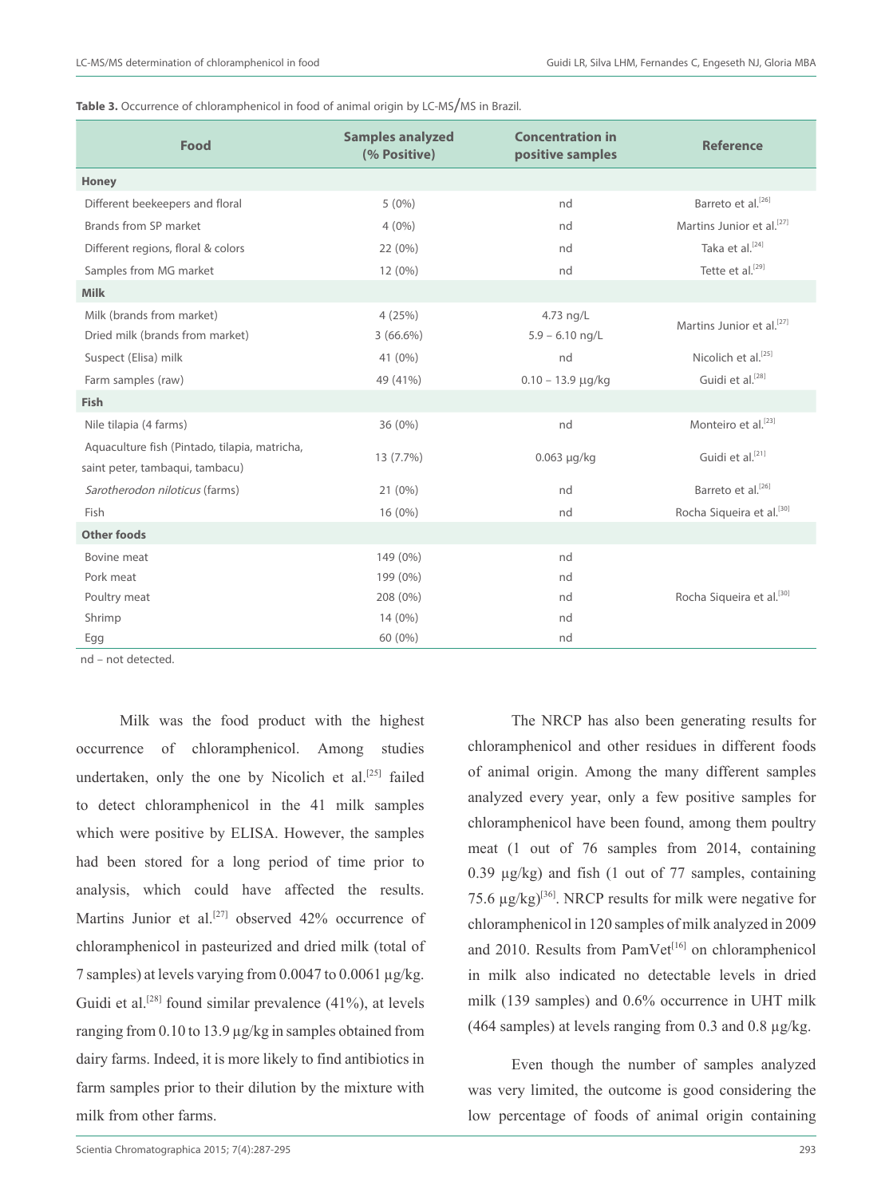**Table 3.** Occurrence of chloramphenicol in food of animal origin by LC-MS/MS in Brazil.

| Food | Samples analyzed (% Positive) | Concentration in positive samples | Reference |
|---|---|---|---|
| **Honey** | | | |
| Different beekeepers and floral | 5 (0%) | nd | Barreto et al.[26] |
| Brands from SP market | 4 (0%) | nd | Martins Junior et al.[27] |
| Different regions, floral & colors | 22 (0%) | nd | Taka et al.[24] |
| Samples from MG market | 12 (0%) | nd | Tette et al.[29] |
| **Milk** | | | |
| Milk (brands from market) | 4 (25%) | 4.73 ng/L | Martins Junior et al.[27] |
| Dried milk (brands from market) | 3 (66.6%) | 5.9 – 6.10 ng/L | |
| Suspect (Elisa) milk | 41 (0%) | nd | Nicolich et al.[25] |
| Farm samples (raw) | 49 (41%) | 0.10 – 13.9 µg/kg | Guidi et al.[28] |
| **Fish** | | | |
| Nile tilapia (4 farms) | 36 (0%) | nd | Monteiro et al.[23] |
| Aquaculture fish (Pintado, tilapia, matricha, saint peter, tambaqui, tambacu) | 13 (7.7%) | 0.063 µg/kg | Guidi et al.[21] |
| *Sarotherodon niloticus* (farms) | 21 (0%) | nd | Barreto et al.[26] |
| Fish | 16 (0%) | nd | Rocha Siqueira et al.[30] |
| **Other foods** | | | |
| Bovine meat | 149 (0%) | nd | Rocha Siqueira et al.[30] |
| Pork meat | 199 (0%) | nd | |
| Poultry meat | 208 (0%) | nd | |
| Shrimp | 14 (0%) | nd | |
| Egg | 60 (0%) | nd | |

nd – not detected.

Milk was the food product with the highest occurrence of chloramphenicol. Among studies undertaken, only the one by Nicolich et al.[25] failed to detect chloramphenicol in the 41 milk samples which were positive by ELISA. However, the samples had been stored for a long period of time prior to analysis, which could have affected the results. Martins Junior et al.[27] observed 42% occurrence of chloramphenicol in pasteurized and dried milk (total of 7 samples) at levels varying from 0.0047 to 0.0061 µg/kg. Guidi et al.[28] found similar prevalence (41%), at levels ranging from 0.10 to 13.9 µg/kg in samples obtained from dairy farms. Indeed, it is more likely to find antibiotics in farm samples prior to their dilution by the mixture with milk from other farms.

The NRCP has also been generating results for chloramphenicol and other residues in different foods of animal origin. Among the many different samples analyzed every year, only a few positive samples for chloramphenicol have been found, among them poultry meat (1 out of 76 samples from 2014, containing 0.39 µg/kg) and fish (1 out of 77 samples, containing 75.6 µg/kg)[36]. NRCP results for milk were negative for chloramphenicol in 120 samples of milk analyzed in 2009 and 2010. Results from PamVet[16] on chloramphenicol in milk also indicated no detectable levels in dried milk (139 samples) and 0.6% occurrence in UHT milk (464 samples) at levels ranging from 0.3 and 0.8 µg/kg.

Even though the number of samples analyzed was very limited, the outcome is good considering the low percentage of foods of animal origin containing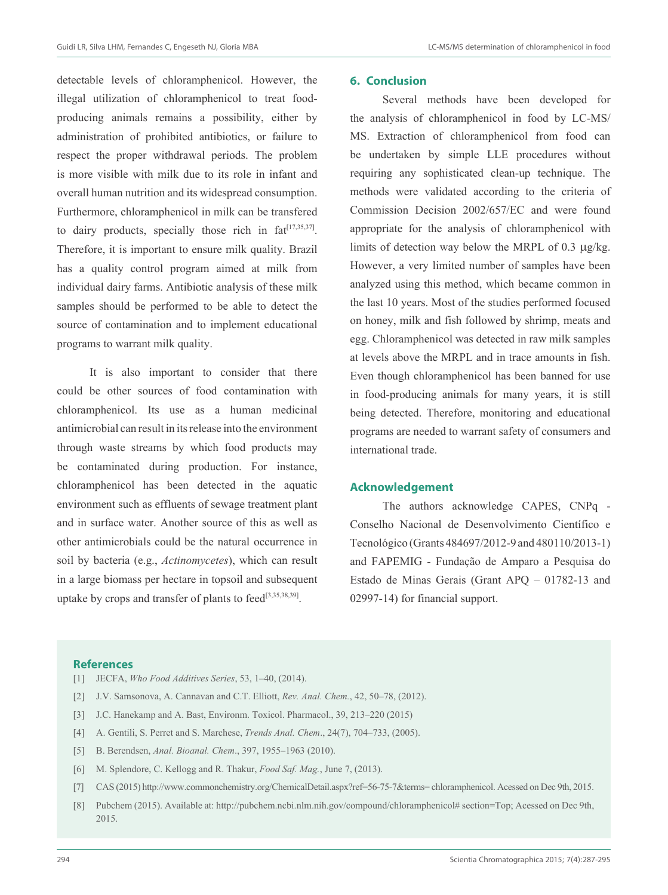detectable levels of chloramphenicol. However, the illegal utilization of chloramphenicol to treat food-producing animals remains a possibility, either by administration of prohibited antibiotics, or failure to respect the proper withdrawal periods. The problem is more visible with milk due to its role in infant and overall human nutrition and its widespread consumption. Furthermore, chloramphenicol in milk can be transfered to dairy products, specially those rich in fat[17,35,37]. Therefore, it is important to ensure milk quality. Brazil has a quality control program aimed at milk from individual dairy farms. Antibiotic analysis of these milk samples should be performed to be able to detect the source of contamination and to implement educational programs to warrant milk quality.

It is also important to consider that there could be other sources of food contamination with chloramphenicol. Its use as a human medicinal antimicrobial can result in its release into the environment through waste streams by which food products may be contaminated during production. For instance, chloramphenicol has been detected in the aquatic environment such as effluents of sewage treatment plant and in surface water. Another source of this as well as other antimicrobials could be the natural occurrence in soil by bacteria (e.g., *Actinomycetes*), which can result in a large biomass per hectare in topsoil and subsequent uptake by crops and transfer of plants to feed[3,35,38,39].

## 6. Conclusion

Several methods have been developed for the analysis of chloramphenicol in food by LC-MS/MS. Extraction of chloramphenicol from food can be undertaken by simple LLE procedures without requiring any sophisticated clean-up technique. The methods were validated according to the criteria of Commission Decision 2002/657/EC and were found appropriate for the analysis of chloramphenicol with limits of detection way below the MRPL of 0.3 μg/kg. However, a very limited number of samples have been analyzed using this method, which became common in the last 10 years. Most of the studies performed focused on honey, milk and fish followed by shrimp, meats and egg. Chloramphenicol was detected in raw milk samples at levels above the MRPL and in trace amounts in fish. Even though chloramphenicol has been banned for use in food-producing animals for many years, it is still being detected. Therefore, monitoring and educational programs are needed to warrant safety of consumers and international trade.

## Acknowledgement

The authors acknowledge CAPES, CNPq - Conselho Nacional de Desenvolvimento Científico e Tecnológico (Grants 484697/2012-9 and 480110/2013-1) and FAPEMIG - Fundação de Amparo a Pesquisa do Estado de Minas Gerais (Grant APQ – 01782-13 and 02997-14) for financial support.

## References

[1] JECFA, *Who Food Additives Series*, 53, 1–40, (2014).

[2] J.V. Samsonova, A. Cannavan and C.T. Elliott, *Rev. Anal. Chem.*, 42, 50–78, (2012).

[3] J.C. Hanekamp and A. Bast, Environm. Toxicol. Pharmacol., 39, 213–220 (2015)

[4] A. Gentili, S. Perret and S. Marchese, *Trends Anal. Chem*., 24(7), 704–733, (2005).

[5] B. Berendsen, *Anal. Bioanal. Chem*., 397, 1955–1963 (2010).

[6] M. Splendore, C. Kellogg and R. Thakur, *Food Saf. Mag.*, June 7, (2013).

[7] CAS (2015) http://www.commonchemistry.org/ChemicalDetail.aspx?ref=56-75-7&terms= chloramphenicol. Acessed on Dec 9th, 2015.

[8] Pubchem (2015). Available at: http://pubchem.ncbi.nlm.nih.gov/compound/chloramphenicol# section=Top; Acessed on Dec 9th, 2015.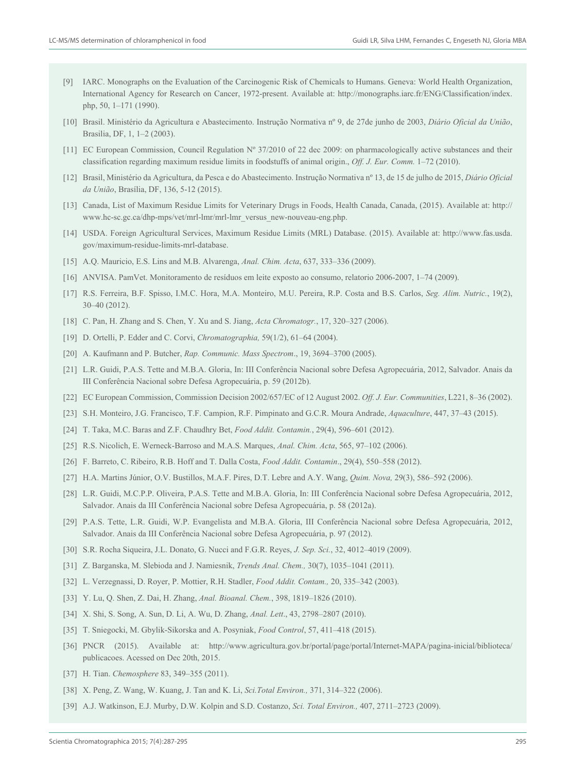[9] IARC. Monographs on the Evaluation of the Carcinogenic Risk of Chemicals to Humans. Geneva: World Health Organization, International Agency for Research on Cancer, 1972-present. Available at: http://monographs.iarc.fr/ENG/Classification/index.php, 50, 1–171 (1990).

[10] Brasil. Ministério da Agricultura e Abastecimento. Instrução Normativa nº 9, de 27de junho de 2003, *Diário Oficial da União*, Brasilia, DF, 1, 1–2 (2003).

[11] EC European Commission, Council Regulation Nº 37/2010 of 22 dec 2009: on pharmacologically active substances and their classification regarding maximum residue limits in foodstuffs of animal origin., *Off. J. Eur. Comm.* 1–72 (2010).

[12] Brasil, Ministério da Agricultura, da Pesca e do Abastecimento. Instrução Normativa nº 13, de 15 de julho de 2015, *Diário Oficial da União*, Brasília, DF, 136, 5-12 (2015).

[13] Canada, List of Maximum Residue Limits for Veterinary Drugs in Foods, Health Canada, Canada, (2015). Available at: http://www.hc-sc.gc.ca/dhp-mps/vet/mrl-lmr/mrl-lmr_versus_new-nouveau-eng.php.

[14] USDA. Foreign Agricultural Services, Maximum Residue Limits (MRL) Database. (2015). Available at: http://www.fas.usda.gov/maximum-residue-limits-mrl-database.

[15] A.Q. Mauricio, E.S. Lins and M.B. Alvarenga, *Anal. Chim. Acta*, 637, 333–336 (2009).

[16] ANVISA. PamVet. Monitoramento de resíduos em leite exposto ao consumo, relatorio 2006-2007, 1–74 (2009).

[17] R.S. Ferreira, B.F. Spisso, I.M.C. Hora, M.A. Monteiro, M.U. Pereira, R.P. Costa and B.S. Carlos, *Seg. Alim. Nutric.*, 19(2), 30–40 (2012).

[18] C. Pan, H. Zhang and S. Chen, Y. Xu and S. Jiang, *Acta Chromatogr.*, 17, 320–327 (2006).

[19] D. Ortelli, P. Edder and C. Corvi, *Chromatographia,* 59(1/2), 61–64 (2004).

[20] A. Kaufmann and P. Butcher, *Rap. Communic. Mass Spectrom*., 19, 3694–3700 (2005).

[21] L.R. Guidi, P.A.S. Tette and M.B.A. Gloria, In: III Conferência Nacional sobre Defesa Agropecuária, 2012, Salvador. Anais da III Conferência Nacional sobre Defesa Agropecuária, p. 59 (2012b).

[22] EC European Commission, Commission Decision 2002/657/EC of 12 August 2002. *Off. J. Eur. Communities*, L221, 8–36 (2002).

[23] S.H. Monteiro, J.G. Francisco, T.F. Campion, R.F. Pimpinato and G.C.R. Moura Andrade, *Aquaculture*, 447, 37–43 (2015).

[24] T. Taka, M.C. Baras and Z.F. Chaudhry Bet, *Food Addit. Contamin.*, 29(4), 596–601 (2012).

[25] R.S. Nicolich, E. Werneck-Barroso and M.A.S. Marques, *Anal. Chim. Acta*, 565, 97–102 (2006).

[26] F. Barreto, C. Ribeiro, R.B. Hoff and T. Dalla Costa, *Food Addit. Contamin*., 29(4), 550–558 (2012).

[27] H.A. Martins Júnior, O.V. Bustillos, M.A.F. Pires, D.T. Lebre and A.Y. Wang, *Quim. Nova,* 29(3), 586–592 (2006).

[28] L.R. Guidi, M.C.P.P. Oliveira, P.A.S. Tette and M.B.A. Gloria, In: III Conferência Nacional sobre Defesa Agropecuária, 2012, Salvador. Anais da III Conferência Nacional sobre Defesa Agropecuária, p. 58 (2012a).

[29] P.A.S. Tette, L.R. Guidi, W.P. Evangelista and M.B.A. Gloria, III Conferência Nacional sobre Defesa Agropecuária, 2012, Salvador. Anais da III Conferência Nacional sobre Defesa Agropecuária, p. 97 (2012).

[30] S.R. Rocha Siqueira, J.L. Donato, G. Nucci and F.G.R. Reyes, *J. Sep. Sci.*, 32, 4012–4019 (2009).

[31] Z. Barganska, M. Slebioda and J. Namiesnik, *Trends Anal. Chem.,* 30(7), 1035–1041 (2011).

[32] L. Verzegnassi, D. Royer, P. Mottier, R.H. Stadler, *Food Addit. Contam.,* 20, 335–342 (2003).

[33] Y. Lu, Q. Shen, Z. Dai, H. Zhang, *Anal. Bioanal. Chem.*, 398, 1819–1826 (2010).

[34] X. Shi, S. Song, A. Sun, D. Li, A. Wu, D. Zhang, *Anal. Lett*., 43, 2798–2807 (2010).

[35] T. Sniegocki, M. Gbylik-Sikorska and A. Posyniak, *Food Control*, 57, 411–418 (2015).

[36] PNCR (2015). Available at: http://www.agricultura.gov.br/portal/page/portal/Internet-MAPA/pagina-inicial/biblioteca/publicacoes. Acessed on Dec 20th, 2015.

[37] H. Tian. *Chemosphere* 83, 349–355 (2011).

[38] X. Peng, Z. Wang, W. Kuang, J. Tan and K. Li, *Sci.Total Environ.,* 371, 314–322 (2006).

[39] A.J. Watkinson, E.J. Murby, D.W. Kolpin and S.D. Costanzo, *Sci. Total Environ.,* 407, 2711–2723 (2009).